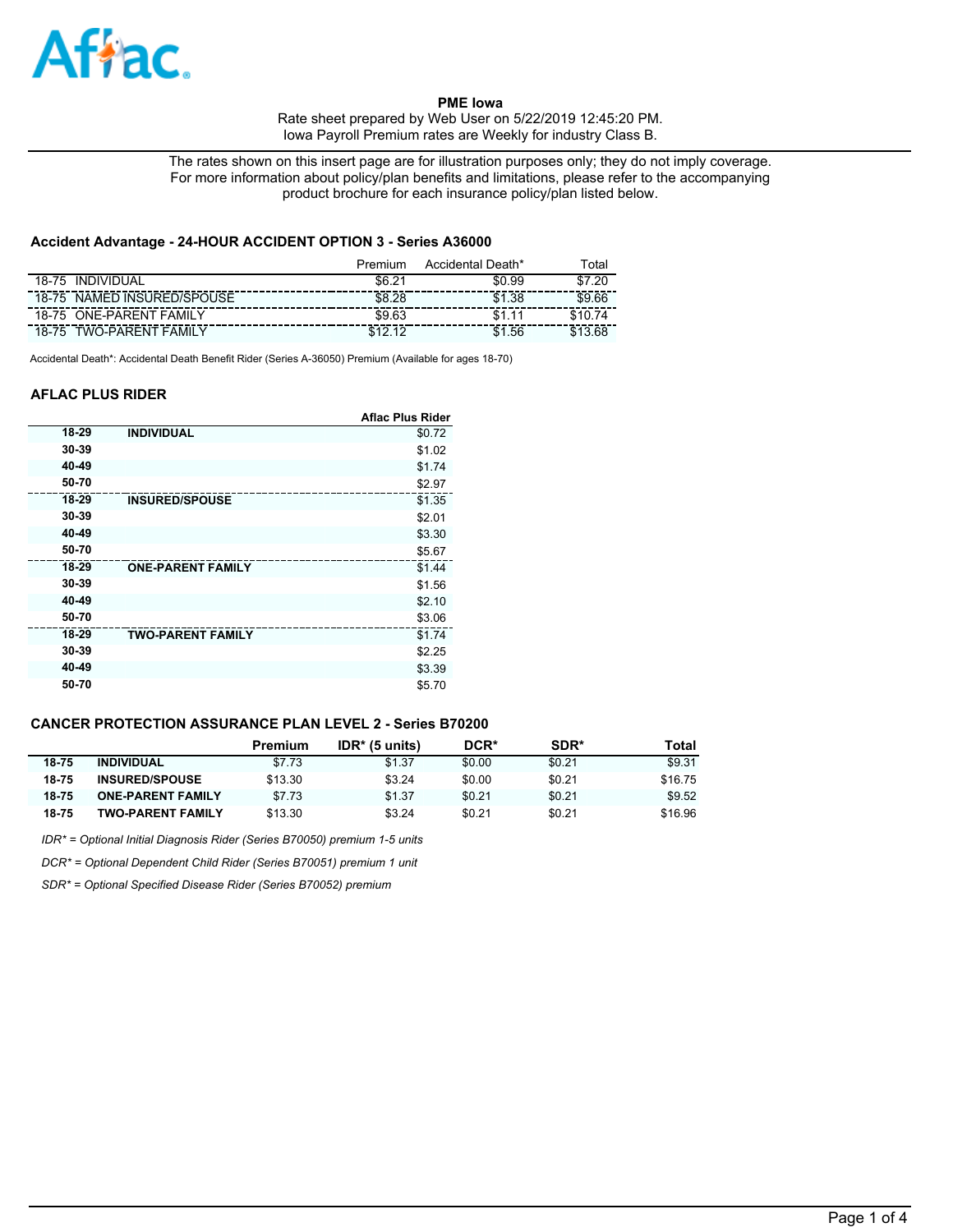Aflac

**PME Iowa**

Rate sheet prepared by Web User on 5/22/2019 12:45:20 PM.
Iowa Payroll Premium rates are Weekly for industry Class B.

The rates shown on this insert page are for illustration purposes only; they do not imply coverage.
For more information about policy/plan benefits and limitations, please refer to the accompanying product brochure for each insurance policy/plan listed below.

## Accident Advantage - 24-HOUR ACCIDENT OPTION 3 - Series A36000

| | Premium | Accidental Death* | Total |
|---|---|---|---|
| 18-75 INDIVIDUAL | $6.21 | $0.99 | $7.20 |
| 18-75 NAMED INSURED/SPOUSE | $8.28 | $1.38 | $9.66 |
| 18-75 ONE-PARENT FAMILY | $9.63 | $1.11 | $10.74 |
| 18-75 TWO-PARENT FAMILY | $12.12 | $1.56 | $13.68 |

Accidental Death*: Accidental Death Benefit Rider (Series A-36050) Premium (Available for ages 18-70)

## AFLAC PLUS RIDER

| | | Aflac Plus Rider |
|---|---|---|
| 18-29 | INDIVIDUAL | $0.72 |
| 30-39 | | $1.02 |
| 40-49 | | $1.74 |
| 50-70 | | $2.97 |
| 18-29 | INSURED/SPOUSE | $1.35 |
| 30-39 | | $2.01 |
| 40-49 | | $3.30 |
| 50-70 | | $5.67 |
| 18-29 | ONE-PARENT FAMILY | $1.44 |
| 30-39 | | $1.56 |
| 40-49 | | $2.10 |
| 50-70 | | $3.06 |
| 18-29 | TWO-PARENT FAMILY | $1.74 |
| 30-39 | | $2.25 |
| 40-49 | | $3.39 |
| 50-70 | | $5.70 |

## CANCER PROTECTION ASSURANCE PLAN LEVEL 2 - Series B70200

| | | Premium | IDR* (5 units) | DCR* | SDR* | Total |
|---|---|---|---|---|---|---|
| 18-75 | INDIVIDUAL | $7.73 | $1.37 | $0.00 | $0.21 | $9.31 |
| 18-75 | INSURED/SPOUSE | $13.30 | $3.24 | $0.00 | $0.21 | $16.75 |
| 18-75 | ONE-PARENT FAMILY | $7.73 | $1.37 | $0.21 | $0.21 | $9.52 |
| 18-75 | TWO-PARENT FAMILY | $13.30 | $3.24 | $0.21 | $0.21 | $16.96 |

*IDR* = Optional Initial Diagnosis Rider (Series B70050) premium 1-5 units*

*DCR* = Optional Dependent Child Rider (Series B70051) premium 1 unit*

*SDR* = Optional Specified Disease Rider (Series B70052) premium*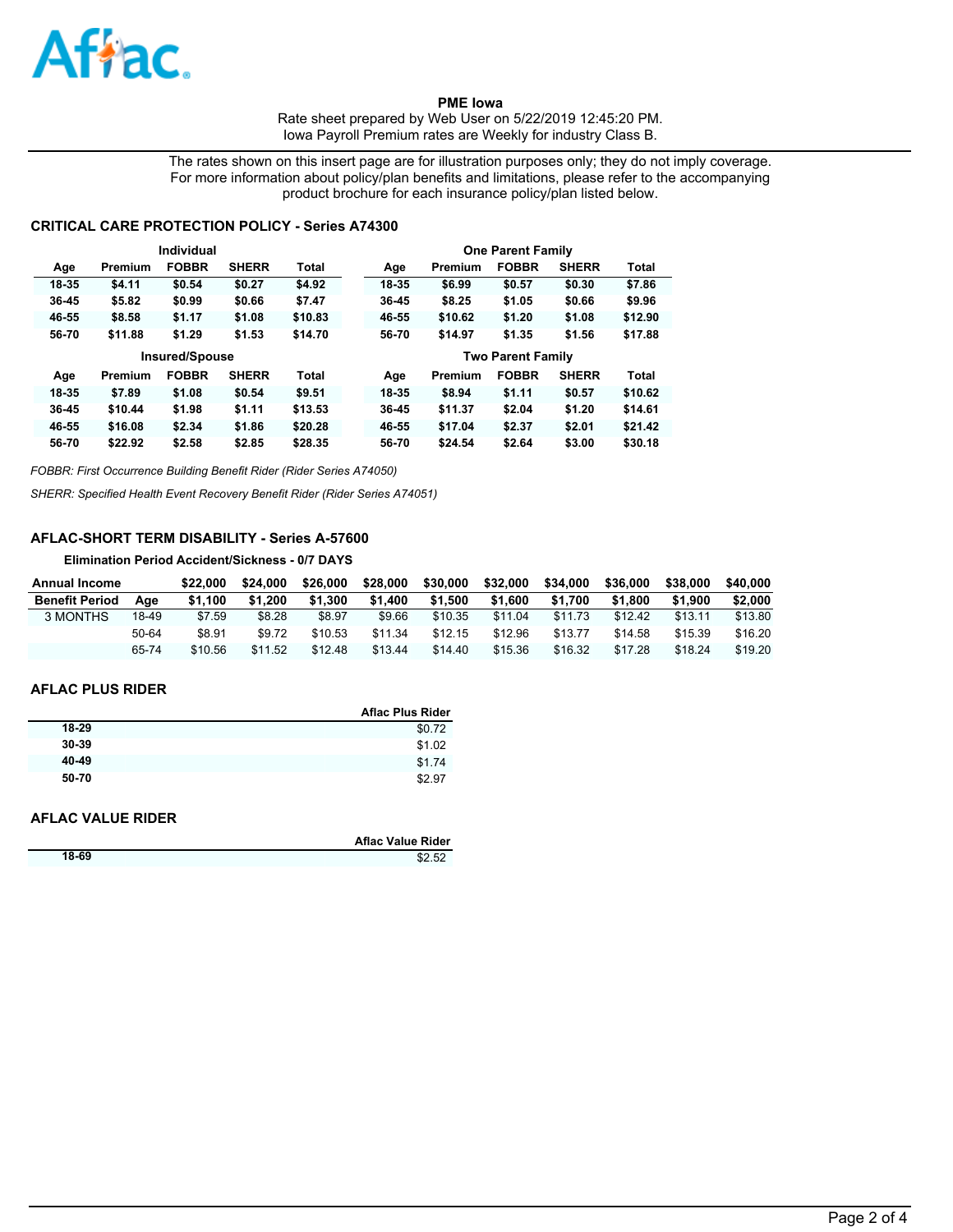Aflac

**PME Iowa**
Rate sheet prepared by Web User on 5/22/2019 12:45:20 PM.
Iowa Payroll Premium rates are Weekly for industry Class B.

The rates shown on this insert page are for illustration purposes only; they do not imply coverage. For more information about policy/plan benefits and limitations, please refer to the accompanying product brochure for each insurance policy/plan listed below.

## CRITICAL CARE PROTECTION POLICY - Series A74300

**Individual**

| Age | Premium | FOBBR | SHERR | Total |
|---|---|---|---|---|
| 18-35 | $4.11 | $0.54 | $0.27 | $4.92 |
| 36-45 | $5.82 | $0.99 | $0.66 | $7.47 |
| 46-55 | $8.58 | $1.17 | $1.08 | $10.83 |
| 56-70 | $11.88 | $1.29 | $1.53 | $14.70 |

**One Parent Family**

| Age | Premium | FOBBR | SHERR | Total |
|---|---|---|---|---|
| 18-35 | $6.99 | $0.57 | $0.30 | $7.86 |
| 36-45 | $8.25 | $1.05 | $0.66 | $9.96 |
| 46-55 | $10.62 | $1.20 | $1.08 | $12.90 |
| 56-70 | $14.97 | $1.35 | $1.56 | $17.88 |

**Insured/Spouse**

| Age | Premium | FOBBR | SHERR | Total |
|---|---|---|---|---|
| 18-35 | $7.89 | $1.08 | $0.54 | $9.51 |
| 36-45 | $10.44 | $1.98 | $1.11 | $13.53 |
| 46-55 | $16.08 | $2.34 | $1.86 | $20.28 |
| 56-70 | $22.92 | $2.58 | $2.85 | $28.35 |

**Two Parent Family**

| Age | Premium | FOBBR | SHERR | Total |
|---|---|---|---|---|
| 18-35 | $8.94 | $1.11 | $0.57 | $10.62 |
| 36-45 | $11.37 | $2.04 | $1.20 | $14.61 |
| 46-55 | $17.04 | $2.37 | $2.01 | $21.42 |
| 56-70 | $24.54 | $2.64 | $3.00 | $30.18 |

*FOBBR: First Occurrence Building Benefit Rider (Rider Series A74050)*

*SHERR: Specified Health Event Recovery Benefit Rider (Rider Series A74051)*

## AFLAC-SHORT TERM DISABILITY - Series A-57600

**Elimination Period Accident/Sickness - 0/7 DAYS**

| Annual Income | | $22,000 | $24,000 | $26,000 | $28,000 | $30,000 | $32,000 | $34,000 | $36,000 | $38,000 | $40,000 |
|---|---|---|---|---|---|---|---|---|---|---|---|
| **Benefit Period** | **Age** | **$1,100** | **$1,200** | **$1,300** | **$1,400** | **$1,500** | **$1,600** | **$1,700** | **$1,800** | **$1,900** | **$2,000** |
| 3 MONTHS | 18-49 | $7.59 | $8.28 | $8.97 | $9.66 | $10.35 | $11.04 | $11.73 | $12.42 | $13.11 | $13.80 |
| | 50-64 | $8.91 | $9.72 | $10.53 | $11.34 | $12.15 | $12.96 | $13.77 | $14.58 | $15.39 | $16.20 |
| | 65-74 | $10.56 | $11.52 | $12.48 | $13.44 | $14.40 | $15.36 | $16.32 | $17.28 | $18.24 | $19.20 |

## AFLAC PLUS RIDER

| | Aflac Plus Rider |
|---|---|
| 18-29 | $0.72 |
| 30-39 | $1.02 |
| 40-49 | $1.74 |
| 50-70 | $2.97 |

## AFLAC VALUE RIDER

| | Aflac Value Rider |
|---|---|
| 18-69 | $2.52 |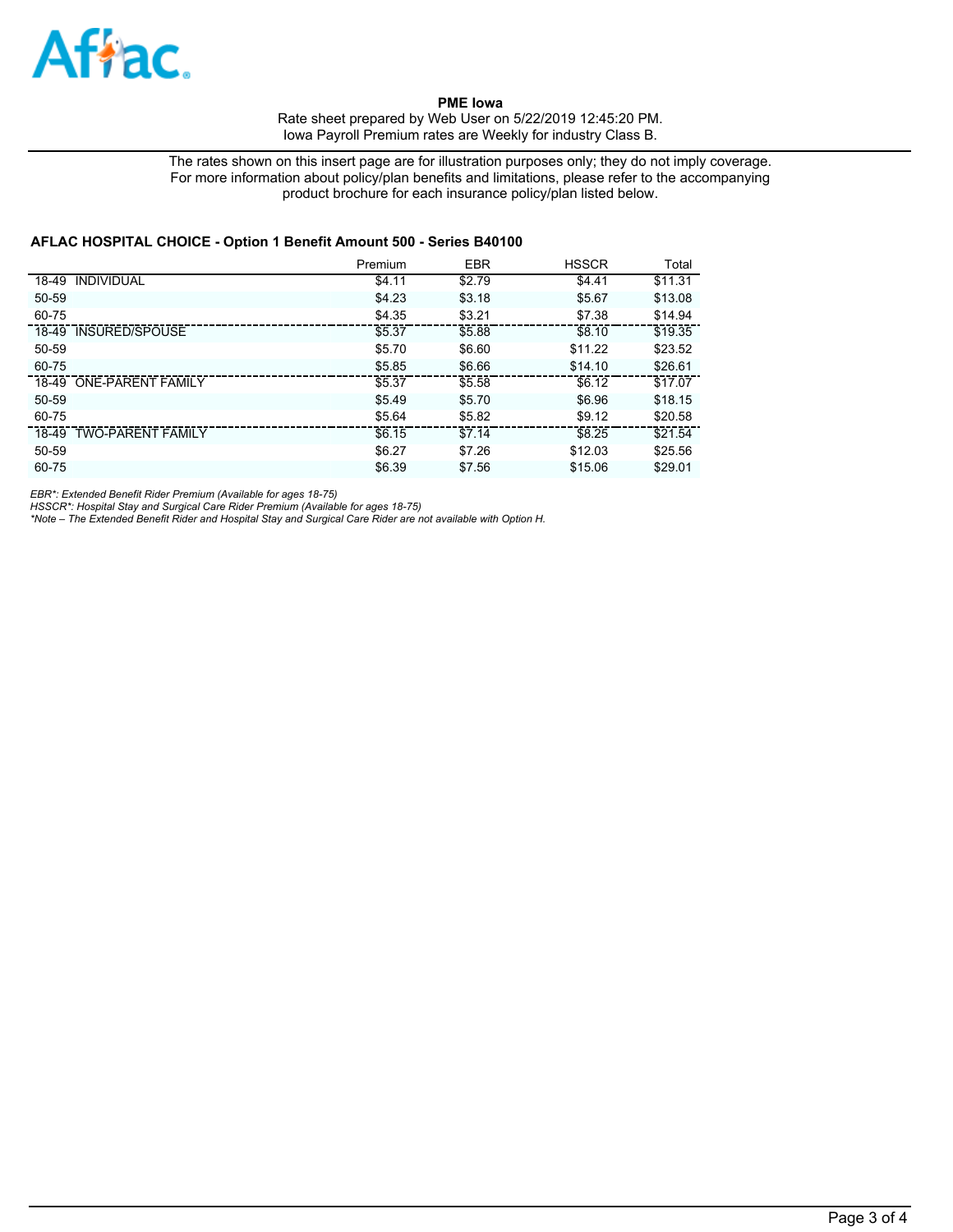**PME Iowa**
Rate sheet prepared by Web User on 5/22/2019 12:45:20 PM.
Iowa Payroll Premium rates are Weekly for industry Class B.

The rates shown on this insert page are for illustration purposes only; they do not imply coverage. For more information about policy/plan benefits and limitations, please refer to the accompanying product brochure for each insurance policy/plan listed below.

### AFLAC HOSPITAL CHOICE - Option 1 Benefit Amount 500 - Series B40100

| | Premium | EBR | HSSCR | Total |
|---|---|---|---|---|
| 18-49 INDIVIDUAL | $4.11 | $2.79 | $4.41 | $11.31 |
| 50-59 | $4.23 | $3.18 | $5.67 | $13.08 |
| 60-75 | $4.35 | $3.21 | $7.38 | $14.94 |
| 18-49 INSURED/SPOUSE | $5.37 | $5.88 | $8.10 | $19.35 |
| 50-59 | $5.70 | $6.60 | $11.22 | $23.52 |
| 60-75 | $5.85 | $6.66 | $14.10 | $26.61 |
| 18-49 ONE-PARENT FAMILY | $5.37 | $5.58 | $6.12 | $17.07 |
| 50-59 | $5.49 | $5.70 | $6.96 | $18.15 |
| 60-75 | $5.64 | $5.82 | $9.12 | $20.58 |
| 18-49 TWO-PARENT FAMILY | $6.15 | $7.14 | $8.25 | $21.54 |
| 50-59 | $6.27 | $7.26 | $12.03 | $25.56 |
| 60-75 | $6.39 | $7.56 | $15.06 | $29.01 |

*EBR*: Extended Benefit Rider Premium (Available for ages 18-75)*
*HSSCR*: Hospital Stay and Surgical Care Rider Premium (Available for ages 18-75)*
**Note – The Extended Benefit Rider and Hospital Stay and Surgical Care Rider are not available with Option H.*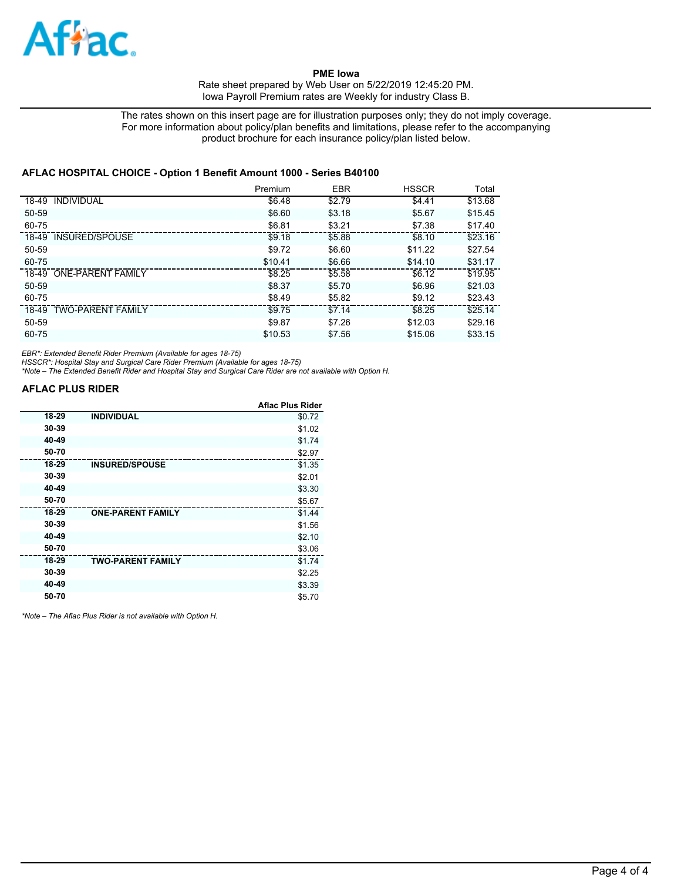**PME Iowa**
Rate sheet prepared by Web User on 5/22/2019 12:45:20 PM.
Iowa Payroll Premium rates are Weekly for industry Class B.

The rates shown on this insert page are for illustration purposes only; they do not imply coverage. For more information about policy/plan benefits and limitations, please refer to the accompanying product brochure for each insurance policy/plan listed below.

## AFLAC HOSPITAL CHOICE - Option 1 Benefit Amount 1000 - Series B40100

| | Premium | EBR | HSSCR | Total |
|---|---|---|---|---|
| 18-49 INDIVIDUAL | $6.48 | $2.79 | $4.41 | $13.68 |
| 50-59 | $6.60 | $3.18 | $5.67 | $15.45 |
| 60-75 | $6.81 | $3.21 | $7.38 | $17.40 |
| 18-49 INSURED/SPOUSE | $9.18 | $5.88 | $8.10 | $23.16 |
| 50-59 | $9.72 | $6.60 | $11.22 | $27.54 |
| 60-75 | $10.41 | $6.66 | $14.10 | $31.17 |
| 18-49 ONE-PARENT FAMILY | $8.25 | $5.58 | $6.12 | $19.95 |
| 50-59 | $8.37 | $5.70 | $6.96 | $21.03 |
| 60-75 | $8.49 | $5.82 | $9.12 | $23.43 |
| 18-49 TWO-PARENT FAMILY | $9.75 | $7.14 | $8.25 | $25.14 |
| 50-59 | $9.87 | $7.26 | $12.03 | $29.16 |
| 60-75 | $10.53 | $7.56 | $15.06 | $33.15 |

*EBR*: Extended Benefit Rider Premium (Available for ages 18-75)*
*HSSCR*: Hospital Stay and Surgical Care Rider Premium (Available for ages 18-75)*
**Note – The Extended Benefit Rider and Hospital Stay and Surgical Care Rider are not available with Option H.*

## AFLAC PLUS RIDER

| | | Aflac Plus Rider |
|---|---|---|
| **18-29** | **INDIVIDUAL** | $0.72 |
| **30-39** | | $1.02 |
| **40-49** | | $1.74 |
| **50-70** | | $2.97 |
| **18-29** | **INSURED/SPOUSE** | $1.35 |
| **30-39** | | $2.01 |
| **40-49** | | $3.30 |
| **50-70** | | $5.67 |
| **18-29** | **ONE-PARENT FAMILY** | $1.44 |
| **30-39** | | $1.56 |
| **40-49** | | $2.10 |
| **50-70** | | $3.06 |
| **18-29** | **TWO-PARENT FAMILY** | $1.74 |
| **30-39** | | $2.25 |
| **40-49** | | $3.39 |
| **50-70** | | $5.70 |

**Note – The Aflac Plus Rider is not available with Option H.*